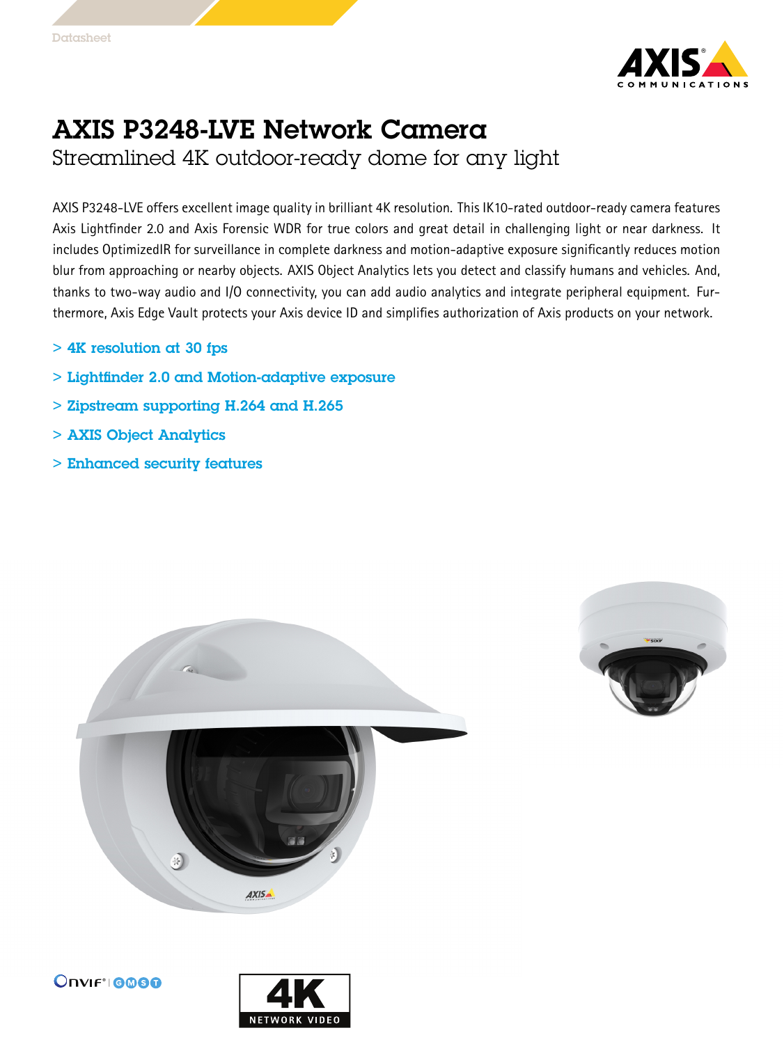Datasheet

# AXIS P3248-LVE Network Camera

## Streamlined 4K outdoor-ready dome for any light

AXIS P3248-LVE offers excellent image quality in brilliant 4K resolution. This IK10-rated outdoor-ready camera features Axis Lightfinder 2.0 and Axis Forensic WDR for true colors and great detail in challenging light or near darkness. It includes OptimizedIR for surveillance in complete darkness and motion-adaptive exposure significantly reduces motion blur from approaching or nearby objects. AXIS Object Analytics lets you detect and classify humans and vehicles. And, thanks to two-way audio and I/O connectivity, you can add audio analytics and integrate peripheral equipment. Furthermore, Axis Edge Vault protects your Axis device ID and simplifies authorization of Axis products on your network.

- > 4K resolution at 30 fps
- > Lightfinder 2.0 and Motion-adaptive exposure
- > Zipstream supporting H.264 and H.265
- > AXIS Object Analytics
- > Enhanced security features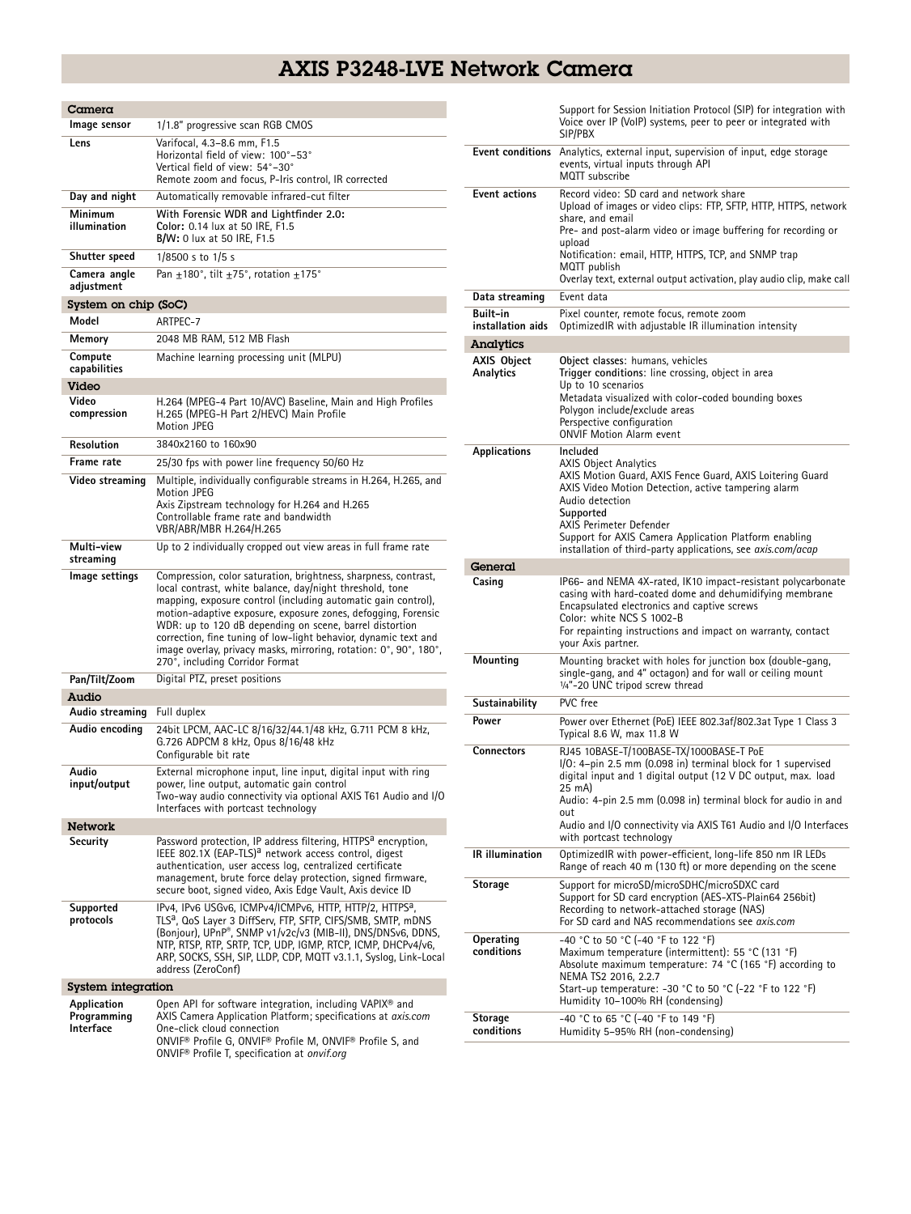# AXIS P3248-LVE Network Camera

## Camera

| | |
|---|---|
| **Image sensor** | 1/1.8" progressive scan RGB CMOS |
| **Lens** | Varifocal, 4.3–8.6 mm, F1.5<br>Horizontal field of view: 100°–53°<br>Vertical field of view: 54°–30°<br>Remote zoom and focus, P-Iris control, IR corrected |
| **Day and night** | Automatically removable infrared-cut filter |
| **Minimum illumination** | **With Forensic WDR and Lightfinder 2.0:**<br>**Color:** 0.14 lux at 50 IRE, F1.5<br>**B/W:** 0 lux at 50 IRE, F1.5 |
| **Shutter speed** | 1/8500 s to 1/5 s |
| **Camera angle adjustment** | Pan ±180°, tilt ±75°, rotation ±175° |

## System on chip (SoC)

| | |
|---|---|
| **Model** | ARTPEC-7 |
| **Memory** | 2048 MB RAM, 512 MB Flash |
| **Compute capabilities** | Machine learning processing unit (MLPU) |

## Video

| | |
|---|---|
| **Video compression** | H.264 (MPEG-4 Part 10/AVC) Baseline, Main and High Profiles<br>H.265 (MPEG-H Part 2/HEVC) Main Profile<br>Motion JPEG |
| **Resolution** | 3840x2160 to 160x90 |
| **Frame rate** | 25/30 fps with power line frequency 50/60 Hz |
| **Video streaming** | Multiple, individually configurable streams in H.264, H.265, and Motion JPEG<br>Axis Zipstream technology for H.264 and H.265<br>Controllable frame rate and bandwidth<br>VBR/ABR/MBR H.264/H.265 |
| **Multi-view streaming** | Up to 2 individually cropped out view areas in full frame rate |
| **Image settings** | Compression, color saturation, brightness, sharpness, contrast, local contrast, white balance, day/night threshold, tone mapping, exposure control (including automatic gain control), motion-adaptive exposure, exposure zones, defogging, Forensic WDR: up to 120 dB depending on scene, barrel distortion correction, fine tuning of low-light behavior, dynamic text and image overlay, privacy masks, mirroring, rotation: 0°, 90°, 180°, 270°, including Corridor Format |
| **Pan/Tilt/Zoom** | Digital PTZ, preset positions |

## Audio

| | |
|---|---|
| **Audio streaming** | Full duplex |
| **Audio encoding** | 24bit LPCM, AAC-LC 8/16/32/44.1/48 kHz, G.711 PCM 8 kHz, G.726 ADPCM 8 kHz, Opus 8/16/48 kHz<br>Configurable bit rate |
| **Audio input/output** | External microphone input, line input, digital input with ring power, line output, automatic gain control<br>Two-way audio connectivity via optional AXIS T61 Audio and I/O Interfaces with portcast technology |

## Network

| | |
|---|---|
| **Security** | Password protection, IP address filtering, HTTPS[a] encryption, IEEE 802.1X (EAP-TLS)[a] network access control, digest authentication, user access log, centralized certificate management, brute force delay protection, signed firmware, secure boot, signed video, Axis Edge Vault, Axis device ID |
| **Supported protocols** | IPv4, IPv6 USGv6, ICMPv4/ICMPv6, HTTP, HTTP/2, HTTPS[a], TLS[a], QoS Layer 3 DiffServ, FTP, SFTP, CIFS/SMB, SMTP, mDNS (Bonjour), UPnP®, SNMP v1/v2c/v3 (MIB-II), DNS/DNSv6, DDNS, NTP, RTSP, RTP, SRTP, TCP, UDP, IGMP, RTCP, ICMP, DHCPv4/v6, ARP, SOCKS, SSH, SIP, LLDP, CDP, MQTT v3.1.1, Syslog, Link-Local address (ZeroConf) |

## System integration

| | |
|---|---|
| **Application Programming Interface** | Open API for software integration, including VAPIX® and AXIS Camera Application Platform; specifications at *axis.com*<br>One-click cloud connection<br>ONVIF® Profile G, ONVIF® Profile M, ONVIF® Profile S, and ONVIF® Profile T, specification at *onvif.org*<br>Support for Session Initiation Protocol (SIP) for integration with Voice over IP (VoIP) systems, peer to peer or integrated with SIP/PBX |
| **Event conditions** | Analytics, external input, supervision of input, edge storage events, virtual inputs through API<br>MQTT subscribe |
| **Event actions** | Record video: SD card and network share<br>Upload of images or video clips: FTP, SFTP, HTTP, HTTPS, network share, and email<br>Pre- and post-alarm video or image buffering for recording or upload<br>Notification: email, HTTP, HTTPS, TCP, and SNMP trap<br>MQTT publish<br>Overlay text, external output activation, play audio clip, make call |
| **Data streaming** | Event data |
| **Built-in installation aids** | Pixel counter, remote focus, remote zoom<br>OptimizedIR with adjustable IR illumination intensity |

## Analytics

| | |
|---|---|
| **AXIS Object Analytics** | **Object classes**: humans, vehicles<br>**Trigger conditions**: line crossing, object in area<br>Up to 10 scenarios<br>Metadata visualized with color-coded bounding boxes<br>Polygon include/exclude areas<br>Perspective configuration<br>ONVIF Motion Alarm event |
| **Applications** | **Included**<br>AXIS Object Analytics<br>AXIS Motion Guard, AXIS Fence Guard, AXIS Loitering Guard<br>AXIS Video Motion Detection, active tampering alarm<br>Audio detection<br>**Supported**<br>AXIS Perimeter Defender<br>Support for AXIS Camera Application Platform enabling installation of third-party applications, see *axis.com/acap* |

## General

| | |
|---|---|
| **Casing** | IP66- and NEMA 4X-rated, IK10 impact-resistant polycarbonate casing with hard-coated dome and dehumidifying membrane<br>Encapsulated electronics and captive screws<br>Color: white NCS S 1002-B<br>For repainting instructions and impact on warranty, contact your Axis partner. |
| **Mounting** | Mounting bracket with holes for junction box (double-gang, single-gang, and 4" octagon) and for wall or ceiling mount<br>¼"-20 UNC tripod screw thread |
| **Sustainability** | PVC free |
| **Power** | Power over Ethernet (PoE) IEEE 802.3af/802.3at Type 1 Class 3<br>Typical 8.6 W, max 11.8 W |
| **Connectors** | RJ45 10BASE-T/100BASE-TX/1000BASE-T PoE<br>I/O: 4-pin 2.5 mm (0.098 in) terminal block for 1 supervised digital input and 1 digital output (12 V DC output, max. load 25 mA)<br>Audio: 4-pin 2.5 mm (0.098 in) terminal block for audio in and out<br>Audio and I/O connectivity via AXIS T61 Audio and I/O Interfaces with portcast technology |
| **IR illumination** | OptimizedIR with power-efficient, long-life 850 nm IR LEDs<br>Range of reach 40 m (130 ft) or more depending on the scene |
| **Storage** | Support for microSD/microSDHC/microSDXC card<br>Support for SD card encryption (AES-XTS-Plain64 256bit)<br>Recording to network-attached storage (NAS)<br>For SD card and NAS recommendations see *axis.com* |
| **Operating conditions** | -40 °C to 50 °C (-40 °F to 122 °F)<br>Maximum temperature (intermittent): 55 °C (131 °F)<br>Absolute maximum temperature: 74 °C (165 °F) according to NEMA TS2 2016, 2.2.7<br>Start-up temperature: -30 °C to 50 °C (-22 °F to 122 °F)<br>Humidity 10–100% RH (condensing) |
| **Storage conditions** | -40 °C to 65 °C (-40 °F to 149 °F)<br>Humidity 5–95% RH (non-condensing) |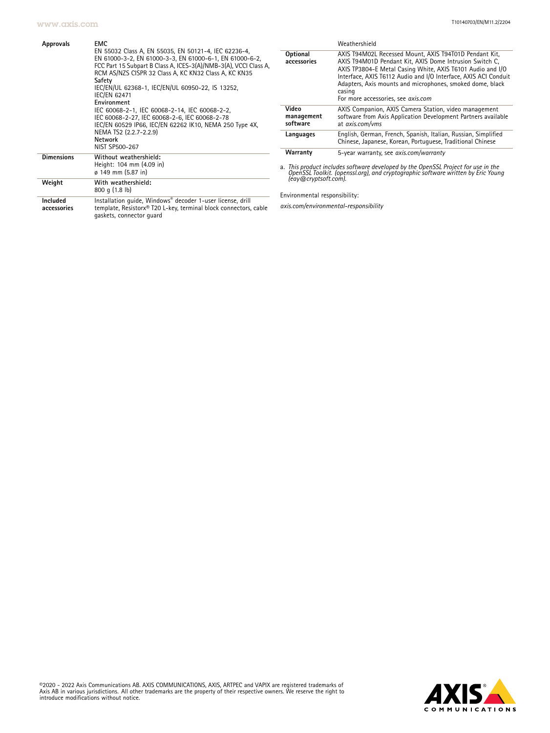| | |
|---|---|
| **Approvals** | **EMC**<br>EN 55032 Class A, EN 55035, EN 50121-4, IEC 62236-4, EN 61000-3-2, EN 61000-3-3, EN 61000-6-1, EN 61000-6-2, FCC Part 15 Subpart B Class A, ICES-3(A)/NMB-3(A), VCCI Class A, RCM AS/NZS CISPR 32 Class A, KC KN32 Class A, KC KN35<br>**Safety**<br>IEC/EN/UL 62368-1, IEC/EN/UL 60950-22, IS 13252, IEC/EN 62471<br>**Environment**<br>IEC 60068-2-1, IEC 60068-2-14, IEC 60068-2-2, IEC 60068-2-27, IEC 60068-2-6, IEC 60068-2-78 IEC/EN 60529 IP66, IEC/EN 62262 IK10, NEMA 250 Type 4X, NEMA TS2 (2.2.7-2.2.9)<br>**Network**<br>NIST SP500-267 |
| **Dimensions** | **Without weathershield:**<br>Height: 104 mm (4.09 in)<br>ø 149 mm (5.87 in) |
| **Weight** | **With weathershield:**<br>800 g (1.8 lb) |
| **Included accessories** | Installation guide, Windows® decoder 1-user license, drill template, Resistorx® T20 L-key, terminal block connectors, cable gaskets, connector guard<br>Weathershield |
| **Optional accessories** | AXIS T94M02L Recessed Mount, AXIS T94T01D Pendant Kit, AXIS T94M01D Pendant Kit, AXIS Dome Intrusion Switch C, AXIS TP3804-E Metal Casing White, AXIS T6101 Audio and I/O Interface, AXIS T6112 Audio and I/O Interface, AXIS ACI Conduit Adapters, Axis mounts and microphones, smoked dome, black casing<br>For more accessories, see *axis.com* |
| **Video management software** | AXIS Companion, AXIS Camera Station, video management software from Axis Application Development Partners available at *axis.com/vms* |
| **Languages** | English, German, French, Spanish, Italian, Russian, Simplified Chinese, Japanese, Korean, Portuguese, Traditional Chinese |
| **Warranty** | 5-year warranty, see *axis.com/warranty* |

a. *This product includes software developed by the OpenSSL Project for use in the OpenSSL Toolkit. (openssl.org), and cryptographic software written by Eric Young (eay@cryptsoft.com).*

Environmental responsibility:

*axis.com/environmental-responsibility*

©2020 - 2022 Axis Communications AB. AXIS COMMUNICATIONS, AXIS, ARTPEC and VAPIX are registered trademarks of Axis AB in various jurisdictions. All other trademarks are the property of their respective owners. We reserve the right to introduce modifications without notice.